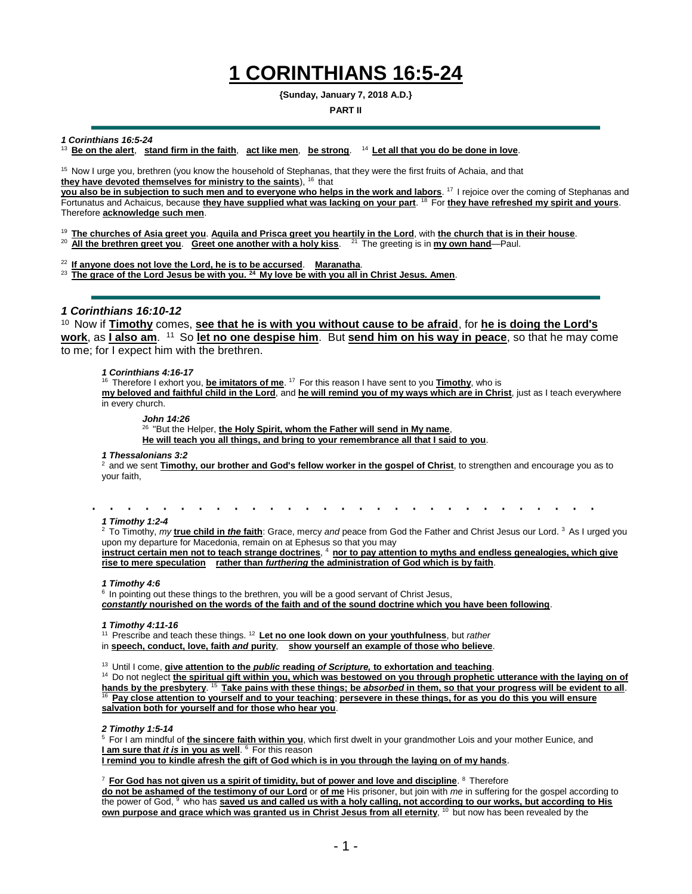# 1 CORINTHIANS 16:5-24

**{Sunday, January 7, 2018 A.D.}**

**PART II**

---

***1 Corinthians 16:5-24***

[13] **Be on the alert**, **stand firm in the faith**, **act like men**, **be strong**. [14] **Let all that you do be done in love**.

[15] Now I urge you, brethren (you know the household of Stephanas, that they were the first fruits of Achaia, and that **they have devoted themselves for ministry to the saints**), [16] that **you also be in subjection to such men and to everyone who helps in the work and labors**. [17] I rejoice over the coming of Stephanas and Fortunatus and Achaicus, because **they have supplied what was lacking on your part**. [18] For **they have refreshed my spirit and yours**. Therefore **acknowledge such men**.

[19] **The churches of Asia greet you**. **Aquila and Prisca greet you heartily in the Lord**, with **the church that is in their house**.
[20] **All the brethren greet you**. **Greet one another with a holy kiss**. [21] The greeting is in **my own hand**—Paul.

[22] **If anyone does not love the Lord, he is to be accursed**. **Maranatha**.
[23] **The grace of the Lord Jesus be with you. [24] My love be with you all in Christ Jesus. Amen**.

---

## *1 Corinthians 16:10-12*

[10] Now if **Timothy** comes, **see that he is with you without cause to be afraid**, for **he is doing the Lord's work**, as **I also am**. [11] So **let no one despise him**. But **send him on his way in peace**, so that he may come to me; for I expect him with the brethren.

***1 Corinthians 4:16-17***
[16] Therefore I exhort you, **be imitators of me**. [17] For this reason I have sent to you **Timothy**, who is **my beloved and faithful child in the Lord**, and **he will remind you of my ways which are in Christ**, just as I teach everywhere in every church.

***John 14:26***
[26] "But the Helper, **the Holy Spirit, whom the Father will send in My name**, **He will teach you all things, and bring to your remembrance all that I said to you**.

***1 Thessalonians 3:2***
[2] and we sent **Timothy, our brother and God's fellow worker in the gospel of Christ**, to strengthen and encourage you as to your faith,

. . . . . . . . . . . . . . . . . . . . . . . . . . . . . .

***1 Timothy 1:2-4***
[2] To Timothy, *my* **true child in *the* faith**: Grace, mercy *and* peace from God the Father and Christ Jesus our Lord. [3] As I urged you upon my departure for Macedonia, remain on at Ephesus so that you may **instruct certain men not to teach strange doctrines**, [4] **nor to pay attention to myths and endless genealogies, which give rise to mere speculation** **rather than *furthering* the administration of God which is by faith**.

***1 Timothy 4:6***
[6] In pointing out these things to the brethren, you will be a good servant of Christ Jesus, ***constantly* nourished on the words of the faith and of the sound doctrine which you have been following**.

***1 Timothy 4:11-16***
[11] Prescribe and teach these things. [12] **Let no one look down on your youthfulness**, but *rather* in **speech, conduct, love, faith *and* purity**, **show yourself an example of those who believe**.

[13] Until I come, **give attention to the *public* reading *of Scripture,* to exhortation and teaching**.
[14] Do not neglect **the spiritual gift within you, which was bestowed on you through prophetic utterance with the laying on of hands by the presbytery**. [15] **Take pains with these things; be *absorbed* in them, so that your progress will be evident to all**.
[16] **Pay close attention to yourself and to your teaching**; **persevere in these things, for as you do this you will ensure salvation both for yourself and for those who hear you**.

***2 Timothy 1:5-14***
[5] For I am mindful of **the sincere faith within you**, which first dwelt in your grandmother Lois and your mother Eunice, and **I am sure that *it is* in you as well**. [6] For this reason **I remind you to kindle afresh the gift of God which is in you through the laying on of my hands**.

[7] **For God has not given us a spirit of timidity, but of power and love and discipline**. [8] Therefore **do not be ashamed of the testimony of our Lord** or **of me** His prisoner, but join with *me* in suffering for the gospel according to the power of God, [9] who has **saved us and called us with a holy calling, not according to our works, but according to His own purpose and grace which was granted us in Christ Jesus from all eternity**, [10] but now has been revealed by the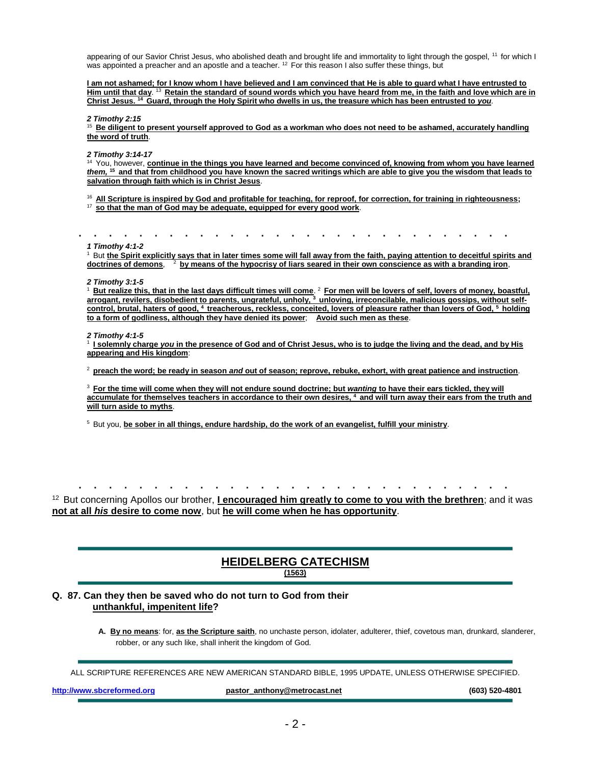appearing of our Savior Christ Jesus, who abolished death and brought life and immortality to light through the gospel, [11] for which I was appointed a preacher and an apostle and a teacher. [12] For this reason I also suffer these things, but

**I am not ashamed; for I know whom I have believed and I am convinced that He is able to guard what I have entrusted to Him until that day**. [13] **Retain the standard of sound words which you have heard from me, in the faith and love which are in Christ Jesus.** [14] **Guard, through the Holy Spirit who dwells in us, the treasure which has been entrusted to *you***.

***2 Timothy 2:15***
[15] **Be diligent to present yourself approved to God as a workman who does not need to be ashamed, accurately handling the word of truth**.

***2 Timothy 3:14-17***
[14] You, however, **continue in the things you have learned and become convinced of, knowing from whom you have learned *them,*** [15] **and that from childhood you have known the sacred writings which are able to give you the wisdom that leads to salvation through faith which is in Christ Jesus**.

[16] **All Scripture is inspired by God and profitable for teaching, for reproof, for correction, for training in righteousness;**
[17] **so that the man of God may be adequate, equipped for every good work**.

. . . . . . . . . . . . . . . . . . . . . . . . . . . . . .

***1 Timothy 4:1-2***
[1] But **the Spirit explicitly says that in later times some will fall away from the faith, paying attention to deceitful spirits and doctrines of demons**, [2] **by means of the hypocrisy of liars seared in their own conscience as with a branding iron**,

***2 Timothy 3:1-5***
[1] **But realize this, that in the last days difficult times will come**. [2] **For men will be lovers of self, lovers of money, boastful, arrogant, revilers, disobedient to parents, ungrateful, unholy,** [3] **unloving, irreconcilable, malicious gossips, without self-control, brutal, haters of good,** [4] **treacherous, reckless, conceited, lovers of pleasure rather than lovers of God,** [5] **holding to a form of godliness, although they have denied its power**; **Avoid such men as these**.

***2 Timothy 4:1-5***
[1] **I solemnly charge *you* in the presence of God and of Christ Jesus, who is to judge the living and the dead, and by His appearing and His kingdom**:

[2] **preach the word; be ready in season *and* out of season; reprove, rebuke, exhort, with great patience and instruction**.

[3] **For the time will come when they will not endure sound doctrine; but *wanting* to have their ears tickled, they will accumulate for themselves teachers in accordance to their own desires,** [4] **and will turn away their ears from the truth and will turn aside to myths**.

[5] But you, **be sober in all things, endure hardship, do the work of an evangelist, fulfill your ministry**.

. . . . . . . . . . . . . . . . . . . . . . . . . . . . . .

[12] But concerning Apollos our brother, **I encouraged him greatly to come to you with the brethren**; and it was **not at all *his* desire to come now**, but **he will come when he has opportunity**.

## HEIDELBERG CATECHISM
**(1563)**

**Q. 87. Can they then be saved who do not turn to God from their unthankful, impenitent life?**

**A. By no means**: for, **as the Scripture saith**, no unchaste person, idolater, adulterer, thief, covetous man, drunkard, slanderer, robber, or any such like, shall inherit the kingdom of God.

ALL SCRIPTURE REFERENCES ARE NEW AMERICAN STANDARD BIBLE, 1995 UPDATE, UNLESS OTHERWISE SPECIFIED.

http://www.sbcreformed.org pastor_anthony@metrocast.net (603) 520-4801